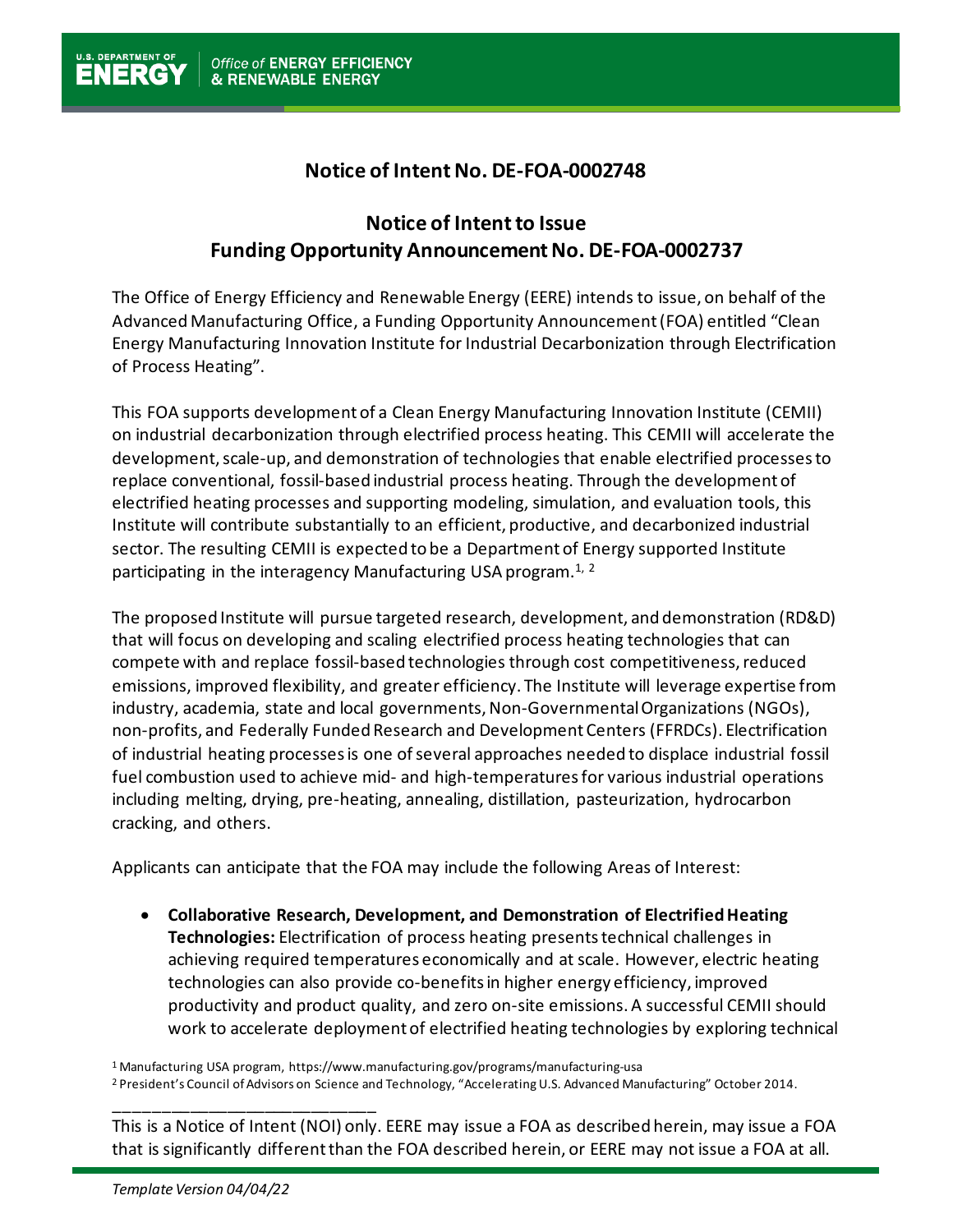# Notice of Intent No. DE-FOA-0002748

## Notice of Intent to Issue Funding Opportunity Announcement No. DE-FOA-0002737

The Office of Energy Efficiency and Renewable Energy (EERE) intends to issue, on behalf of the Advanced Manufacturing Office, a Funding Opportunity Announcement (FOA) entitled "Clean Energy Manufacturing Innovation Institute for Industrial Decarbonization through Electrification of Process Heating".

This FOA supports development of a Clean Energy Manufacturing Innovation Institute (CEMII) on industrial decarbonization through electrified process heating. This CEMII will accelerate the development, scale-up, and demonstration of technologies that enable electrified processes to replace conventional, fossil-based industrial process heating. Through the development of electrified heating processes and supporting modeling, simulation, and evaluation tools, this Institute will contribute substantially to an efficient, productive, and decarbonized industrial sector. The resulting CEMII is expected to be a Department of Energy supported Institute participating in the interagency Manufacturing USA program.[1, 2]

The proposed Institute will pursue targeted research, development, and demonstration (RD&D) that will focus on developing and scaling electrified process heating technologies that can compete with and replace fossil-based technologies through cost competitiveness, reduced emissions, improved flexibility, and greater efficiency. The Institute will leverage expertise from industry, academia, state and local governments, Non-Governmental Organizations (NGOs), non-profits, and Federally Funded Research and Development Centers (FFRDCs). Electrification of industrial heating processes is one of several approaches needed to displace industrial fossil fuel combustion used to achieve mid- and high-temperatures for various industrial operations including melting, drying, pre-heating, annealing, distillation, pasteurization, hydrocarbon cracking, and others.

Applicants can anticipate that the FOA may include the following Areas of Interest:

- **Collaborative Research, Development, and Demonstration of Electrified Heating Technologies:** Electrification of process heating presents technical challenges in achieving required temperatures economically and at scale. However, electric heating technologies can also provide co-benefits in higher energy efficiency, improved productivity and product quality, and zero on-site emissions. A successful CEMII should work to accelerate deployment of electrified heating technologies by exploring technical

[1] Manufacturing USA program, https://www.manufacturing.gov/programs/manufacturing-usa

[2] President's Council of Advisors on Science and Technology, "Accelerating U.S. Advanced Manufacturing" October 2014.

This is a Notice of Intent (NOI) only. EERE may issue a FOA as described herein, may issue a FOA that is significantly different than the FOA described herein, or EERE may not issue a FOA at all.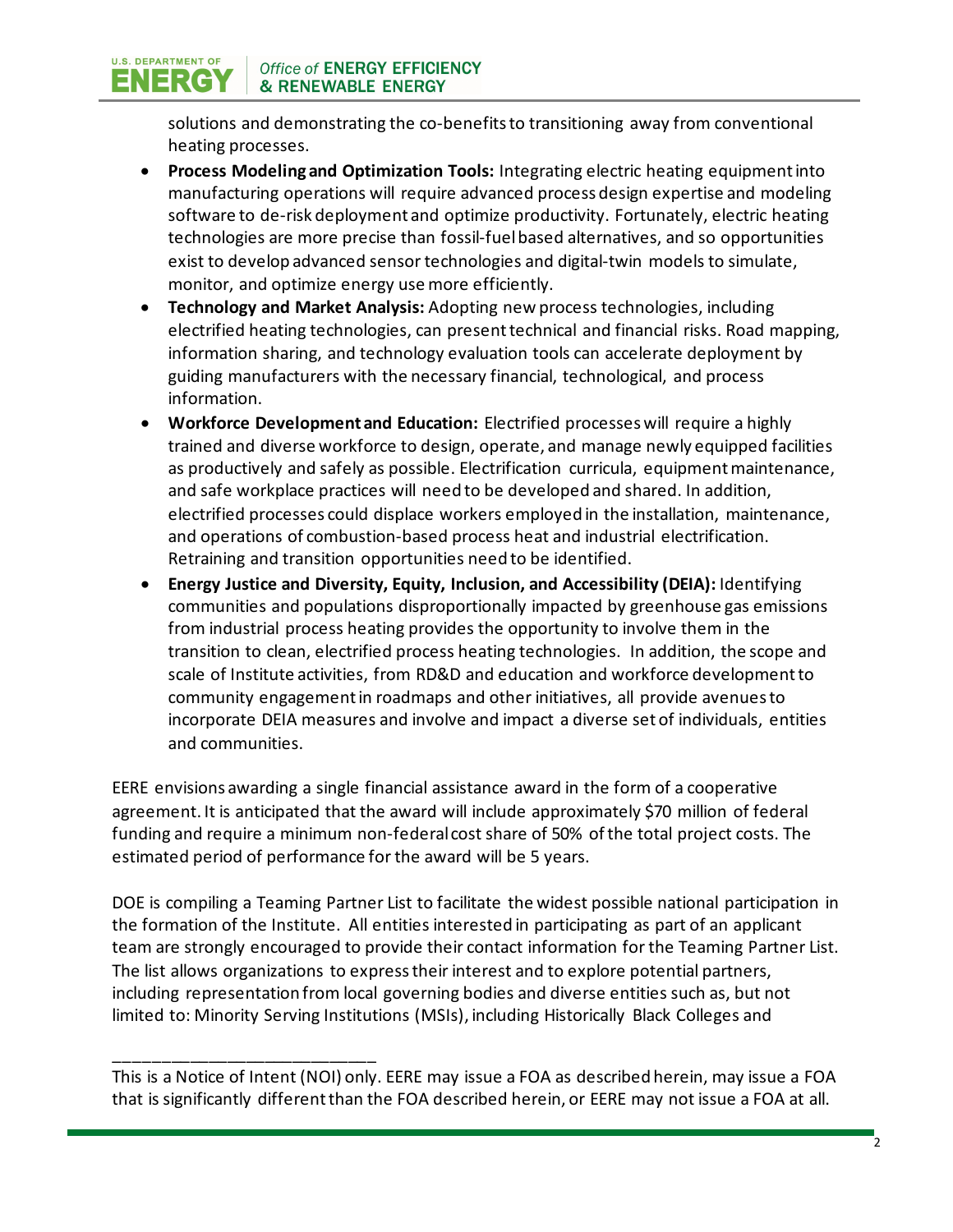solutions and demonstrating the co-benefits to transitioning away from conventional heating processes.

- **Process Modeling and Optimization Tools:** Integrating electric heating equipment into manufacturing operations will require advanced process design expertise and modeling software to de-risk deployment and optimize productivity. Fortunately, electric heating technologies are more precise than fossil-fuel based alternatives, and so opportunities exist to develop advanced sensor technologies and digital-twin models to simulate, monitor, and optimize energy use more efficiently.
- **Technology and Market Analysis:** Adopting new process technologies, including electrified heating technologies, can present technical and financial risks. Road mapping, information sharing, and technology evaluation tools can accelerate deployment by guiding manufacturers with the necessary financial, technological, and process information.
- **Workforce Development and Education:** Electrified processes will require a highly trained and diverse workforce to design, operate, and manage newly equipped facilities as productively and safely as possible. Electrification curricula, equipment maintenance, and safe workplace practices will need to be developed and shared. In addition, electrified processes could displace workers employed in the installation, maintenance, and operations of combustion-based process heat and industrial electrification. Retraining and transition opportunities need to be identified.
- **Energy Justice and Diversity, Equity, Inclusion, and Accessibility (DEIA):** Identifying communities and populations disproportionally impacted by greenhouse gas emissions from industrial process heating provides the opportunity to involve them in the transition to clean, electrified process heating technologies. In addition, the scope and scale of Institute activities, from RD&D and education and workforce development to community engagement in roadmaps and other initiatives, all provide avenues to incorporate DEIA measures and involve and impact a diverse set of individuals, entities and communities.

EERE envisions awarding a single financial assistance award in the form of a cooperative agreement. It is anticipated that the award will include approximately $70 million of federal funding and require a minimum non-federal cost share of 50% of the total project costs. The estimated period of performance for the award will be 5 years.

DOE is compiling a Teaming Partner List to facilitate the widest possible national participation in the formation of the Institute. All entities interested in participating as part of an applicant team are strongly encouraged to provide their contact information for the Teaming Partner List. The list allows organizations to express their interest and to explore potential partners, including representation from local governing bodies and diverse entities such as, but not limited to: Minority Serving Institutions (MSIs), including Historically Black Colleges and

---

This is a Notice of Intent (NOI) only. EERE may issue a FOA as described herein, may issue a FOA that is significantly different than the FOA described herein, or EERE may not issue a FOA at all.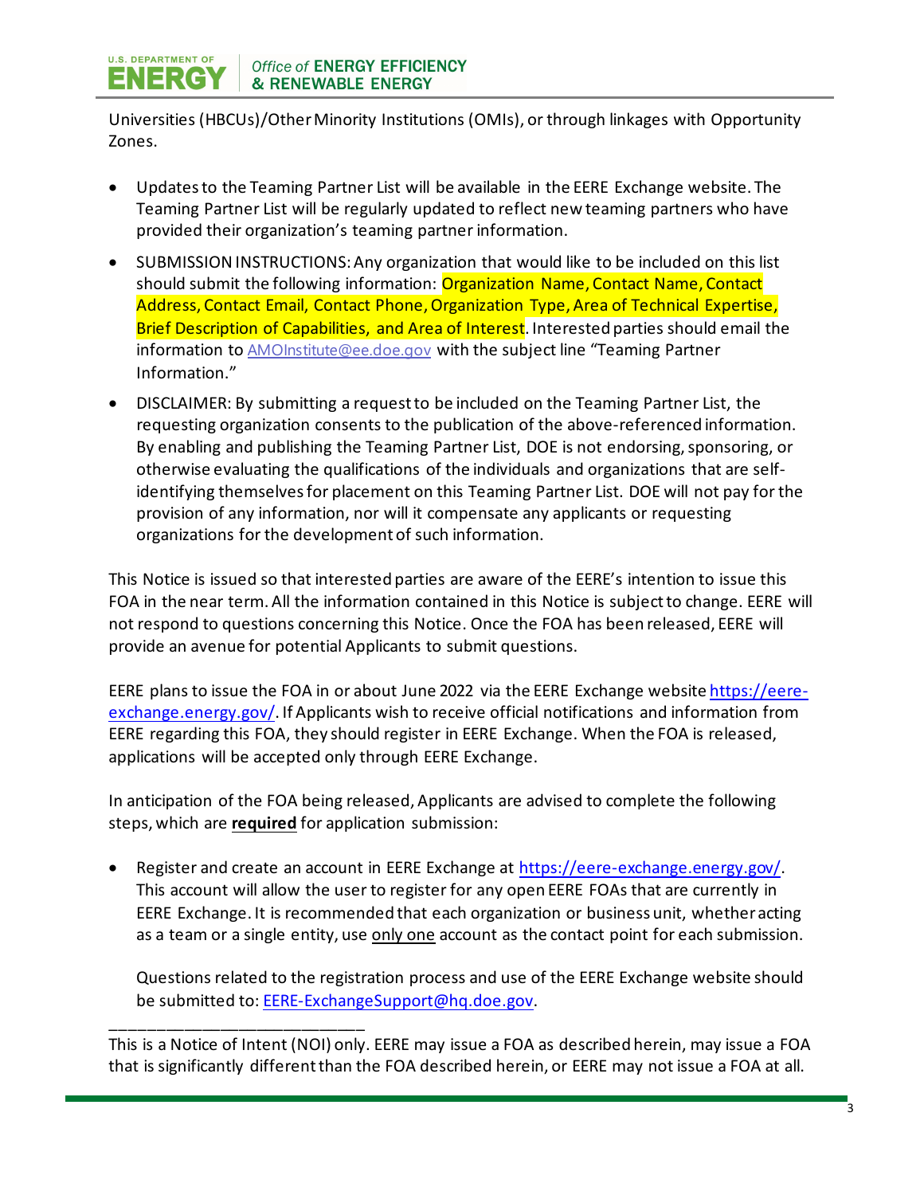Universities (HBCUs)/Other Minority Institutions (OMIs), or through linkages with Opportunity Zones.

- Updates to the Teaming Partner List will be available in the EERE Exchange website. The Teaming Partner List will be regularly updated to reflect new teaming partners who have provided their organization's teaming partner information.
- SUBMISSION INSTRUCTIONS: Any organization that would like to be included on this list should submit the following information: Organization Name, Contact Name, Contact Address, Contact Email, Contact Phone, Organization Type, Area of Technical Expertise, Brief Description of Capabilities, and Area of Interest. Interested parties should email the information to AMOInstitute@ee.doe.gov with the subject line "Teaming Partner Information."
- DISCLAIMER: By submitting a request to be included on the Teaming Partner List, the requesting organization consents to the publication of the above-referenced information. By enabling and publishing the Teaming Partner List, DOE is not endorsing, sponsoring, or otherwise evaluating the qualifications of the individuals and organizations that are self-identifying themselves for placement on this Teaming Partner List. DOE will not pay for the provision of any information, nor will it compensate any applicants or requesting organizations for the development of such information.

This Notice is issued so that interested parties are aware of the EERE's intention to issue this FOA in the near term. All the information contained in this Notice is subject to change. EERE will not respond to questions concerning this Notice. Once the FOA has been released, EERE will provide an avenue for potential Applicants to submit questions.

EERE plans to issue the FOA in or about June 2022 via the EERE Exchange website https://eere-exchange.energy.gov/. If Applicants wish to receive official notifications and information from EERE regarding this FOA, they should register in EERE Exchange. When the FOA is released, applications will be accepted only through EERE Exchange.

In anticipation of the FOA being released, Applicants are advised to complete the following steps, which are **required** for application submission:

- Register and create an account in EERE Exchange at https://eere-exchange.energy.gov/. This account will allow the user to register for any open EERE FOAs that are currently in EERE Exchange. It is recommended that each organization or business unit, whether acting as a team or a single entity, use only one account as the contact point for each submission.

  Questions related to the registration process and use of the EERE Exchange website should be submitted to: EERE-ExchangeSupport@hq.doe.gov.

---

This is a Notice of Intent (NOI) only. EERE may issue a FOA as described herein, may issue a FOA that is significantly different than the FOA described herein, or EERE may not issue a FOA at all.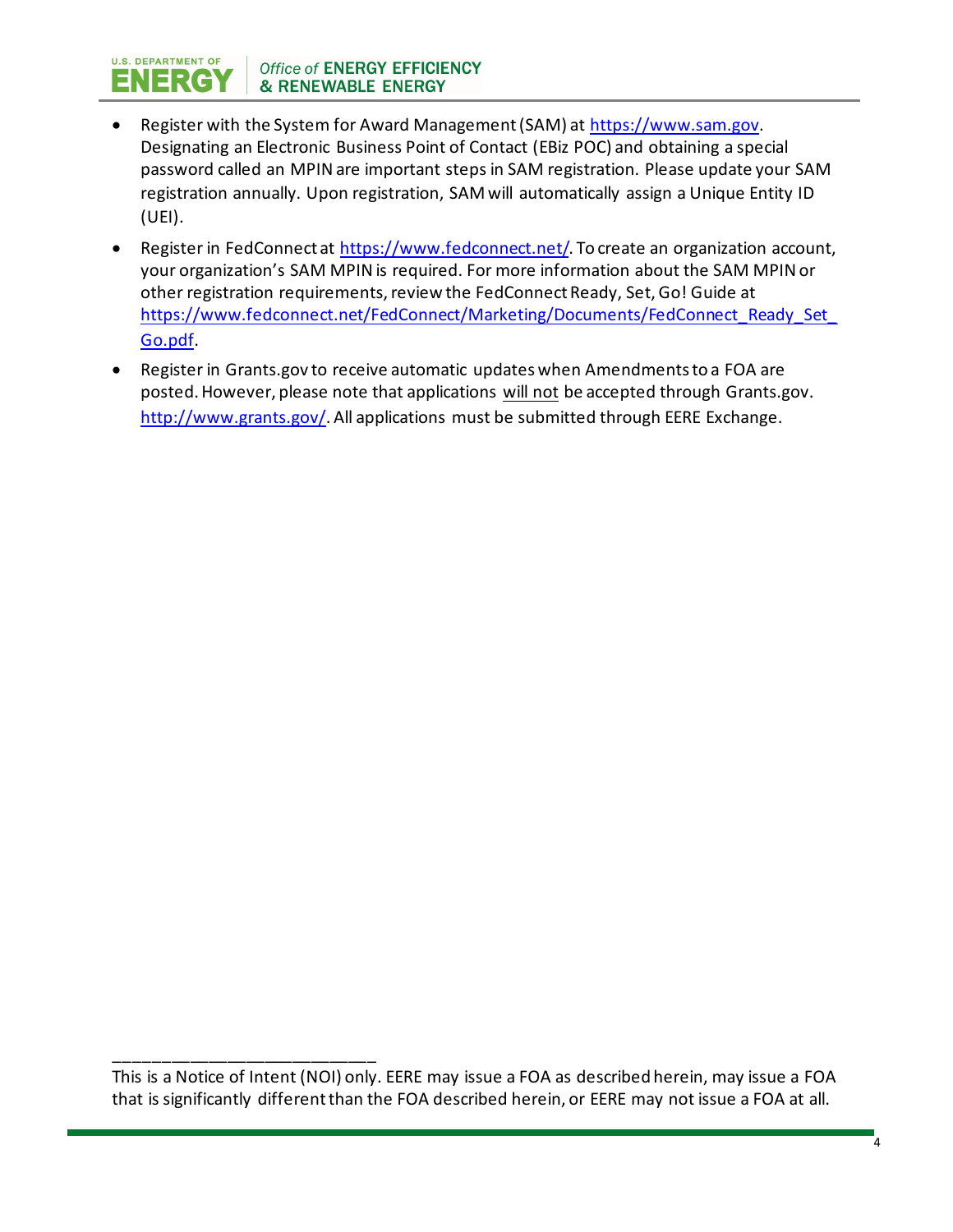- Register with the System for Award Management (SAM) at https://www.sam.gov. Designating an Electronic Business Point of Contact (EBiz POC) and obtaining a special password called an MPIN are important steps in SAM registration. Please update your SAM registration annually. Upon registration, SAM will automatically assign a Unique Entity ID (UEI).
- Register in FedConnect at https://www.fedconnect.net/. To create an organization account, your organization's SAM MPIN is required. For more information about the SAM MPIN or other registration requirements, review the FedConnect Ready, Set, Go! Guide at https://www.fedconnect.net/FedConnect/Marketing/Documents/FedConnect_Ready_Set_Go.pdf.
- Register in Grants.gov to receive automatic updates when Amendments to a FOA are posted. However, please note that applications <u>will not</u> be accepted through Grants.gov. http://www.grants.gov/. All applications must be submitted through EERE Exchange.

______________________________

This is a Notice of Intent (NOI) only. EERE may issue a FOA as described herein, may issue a FOA that is significantly different than the FOA described herein, or EERE may not issue a FOA at all.